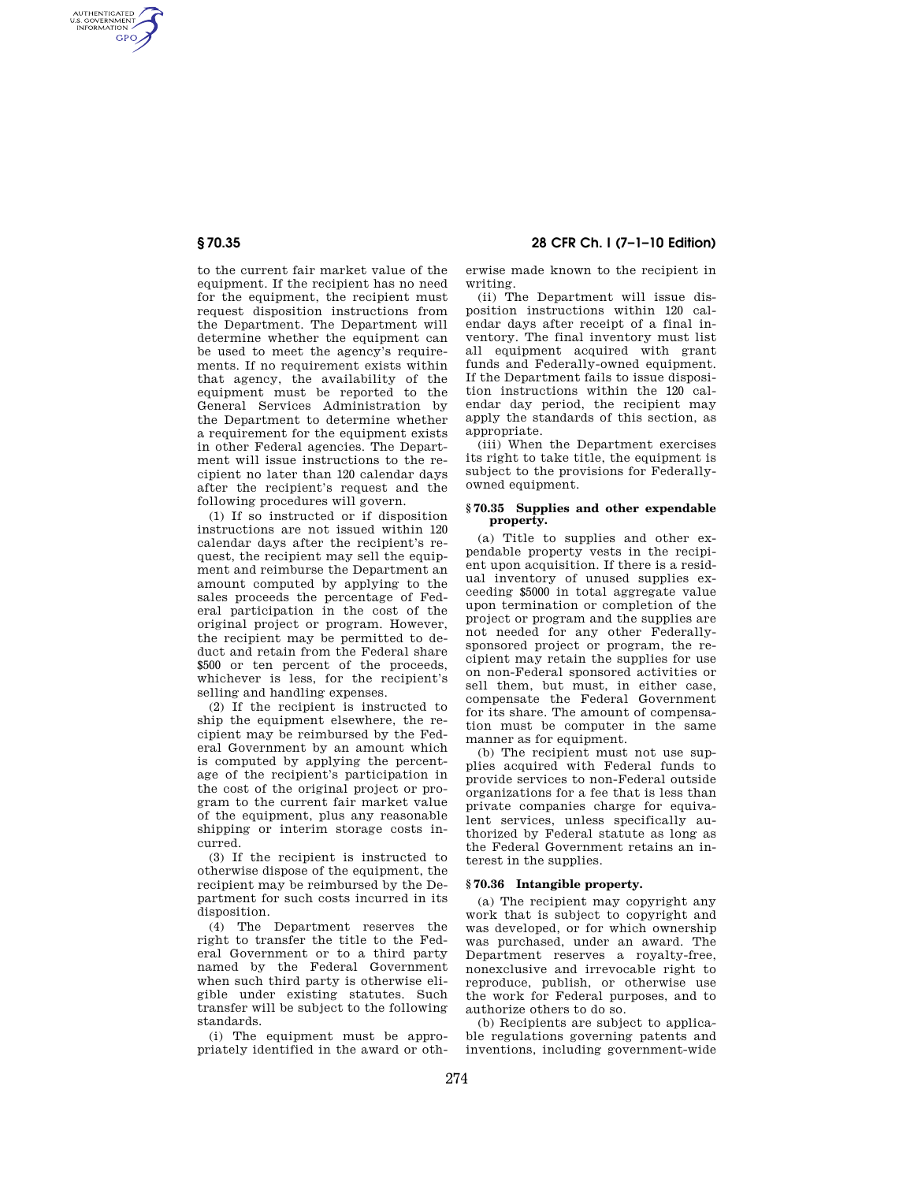to the current fair market value of the equipment. If the recipient has no need for the equipment, the recipient must request disposition instructions from the Department. The Department will determine whether the equipment can be used to meet the agency's requirements. If no requirement exists within that agency, the availability of the equipment must be reported to the General Services Administration by the Department to determine whether a requirement for the equipment exists in other Federal agencies. The Department will issue instructions to the recipient no later than 120 calendar days after the recipient's request and the following procedures will govern.

(1) If so instructed or if disposition instructions are not issued within 120 calendar days after the recipient's request, the recipient may sell the equipment and reimburse the Department an amount computed by applying to the sales proceeds the percentage of Federal participation in the cost of the original project or program. However, the recipient may be permitted to deduct and retain from the Federal share $500 or ten percent of the proceeds, whichever is less, for the recipient's selling and handling expenses.

(2) If the recipient is instructed to ship the equipment elsewhere, the recipient may be reimbursed by the Federal Government by an amount which is computed by applying the percentage of the recipient's participation in the cost of the original project or program to the current fair market value of the equipment, plus any reasonable shipping or interim storage costs incurred.

(3) If the recipient is instructed to otherwise dispose of the equipment, the recipient may be reimbursed by the Department for such costs incurred in its disposition.

(4) The Department reserves the right to transfer the title to the Federal Government or to a third party named by the Federal Government when such third party is otherwise eligible under existing statutes. Such transfer will be subject to the following standards.

(i) The equipment must be appropriately identified in the award or otherwise made known to the recipient in writing.

(ii) The Department will issue disposition instructions within 120 calendar days after receipt of a final inventory. The final inventory must list all equipment acquired with grant funds and Federally-owned equipment. If the Department fails to issue disposition instructions within the 120 calendar day period, the recipient may apply the standards of this section, as appropriate.

(iii) When the Department exercises its right to take title, the equipment is subject to the provisions for Federally-owned equipment.

## § 70.35 Supplies and other expendable property.

(a) Title to supplies and other expendable property vests in the recipient upon acquisition. If there is a residual inventory of unused supplies exceeding $5000 in total aggregate value upon termination or completion of the project or program and the supplies are not needed for any other Federally-sponsored project or program, the recipient may retain the supplies for use on non-Federal sponsored activities or sell them, but must, in either case, compensate the Federal Government for its share. The amount of compensation must be computer in the same manner as for equipment.

(b) The recipient must not use supplies acquired with Federal funds to provide services to non-Federal outside organizations for a fee that is less than private companies charge for equivalent services, unless specifically authorized by Federal statute as long as the Federal Government retains an interest in the supplies.

## § 70.36 Intangible property.

(a) The recipient may copyright any work that is subject to copyright and was developed, or for which ownership was purchased, under an award. The Department reserves a royalty-free, nonexclusive and irrevocable right to reproduce, publish, or otherwise use the work for Federal purposes, and to authorize others to do so.

(b) Recipients are subject to applicable regulations governing patents and inventions, including government-wide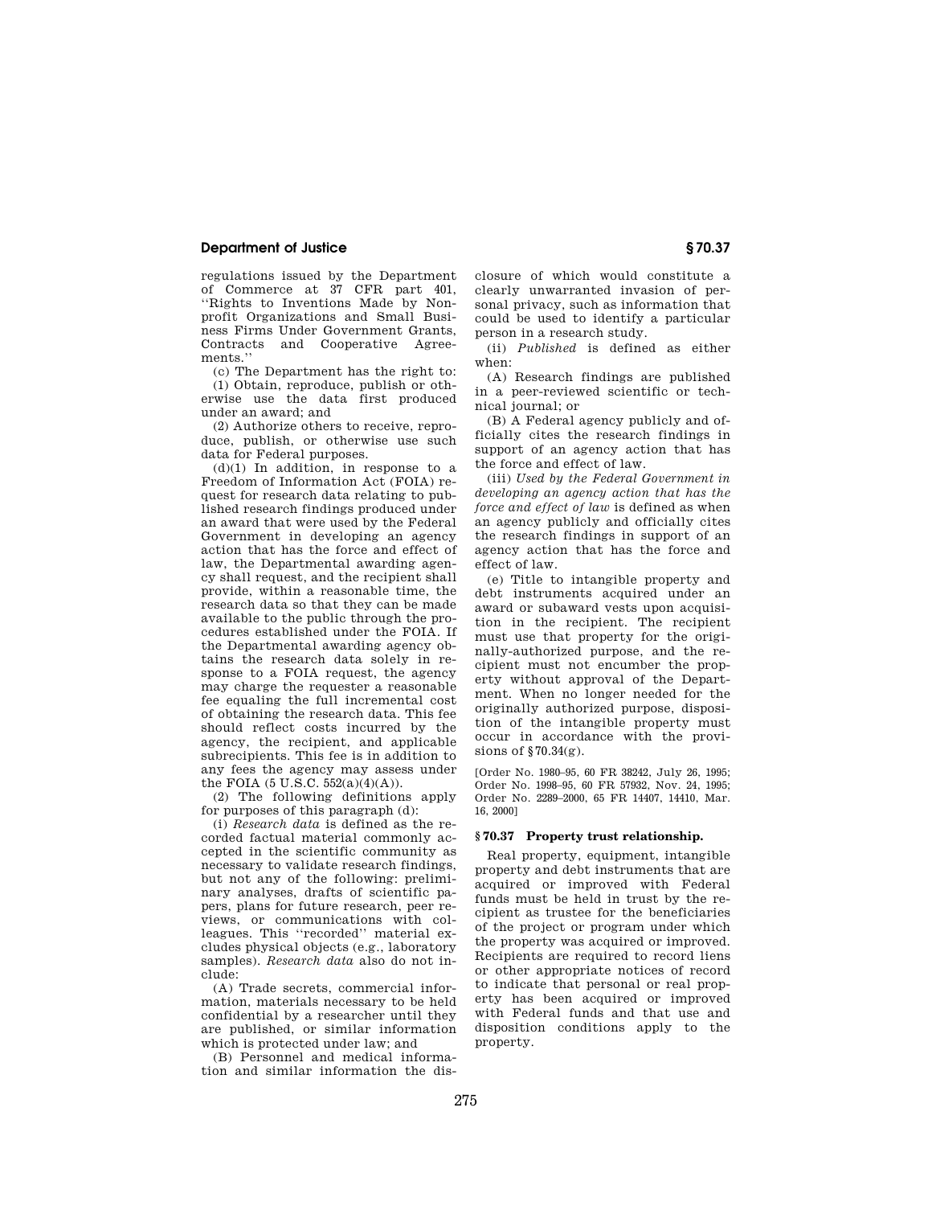regulations issued by the Department of Commerce at 37 CFR part 401, ''Rights to Inventions Made by Nonprofit Organizations and Small Business Firms Under Government Grants, Contracts and Cooperative Agreements.''

(c) The Department has the right to:

(1) Obtain, reproduce, publish or otherwise use the data first produced under an award; and

(2) Authorize others to receive, reproduce, publish, or otherwise use such data for Federal purposes.

(d)(1) In addition, in response to a Freedom of Information Act (FOIA) request for research data relating to published research findings produced under an award that were used by the Federal Government in developing an agency action that has the force and effect of law, the Departmental awarding agency shall request, and the recipient shall provide, within a reasonable time, the research data so that they can be made available to the public through the procedures established under the FOIA. If the Departmental awarding agency obtains the research data solely in response to a FOIA request, the agency may charge the requester a reasonable fee equaling the full incremental cost of obtaining the research data. This fee should reflect costs incurred by the agency, the recipient, and applicable subrecipients. This fee is in addition to any fees the agency may assess under the FOIA (5 U.S.C. 552(a)(4)(A)).

(2) The following definitions apply for purposes of this paragraph (d):

(i) *Research data* is defined as the recorded factual material commonly accepted in the scientific community as necessary to validate research findings, but not any of the following: preliminary analyses, drafts of scientific papers, plans for future research, peer reviews, or communications with colleagues. This ''recorded'' material excludes physical objects (e.g., laboratory samples). *Research data* also do not include:

(A) Trade secrets, commercial information, materials necessary to be held confidential by a researcher until they are published, or similar information which is protected under law; and

(B) Personnel and medical information and similar information the disclosure of which would constitute a clearly unwarranted invasion of personal privacy, such as information that could be used to identify a particular person in a research study.

(ii) *Published* is defined as either when:

(A) Research findings are published in a peer-reviewed scientific or technical journal; or

(B) A Federal agency publicly and officially cites the research findings in support of an agency action that has the force and effect of law.

(iii) *Used by the Federal Government in developing an agency action that has the force and effect of law* is defined as when an agency publicly and officially cites the research findings in support of an agency action that has the force and effect of law.

(e) Title to intangible property and debt instruments acquired under an award or subaward vests upon acquisition in the recipient. The recipient must use that property for the originally-authorized purpose, and the recipient must not encumber the property without approval of the Department. When no longer needed for the originally authorized purpose, disposition of the intangible property must occur in accordance with the provisions of §70.34(g).

[Order No. 1980–95, 60 FR 38242, July 26, 1995; Order No. 1998–95, 60 FR 57932, Nov. 24, 1995; Order No. 2289–2000, 65 FR 14407, 14410, Mar. 16, 2000]

### § 70.37 Property trust relationship.

Real property, equipment, intangible property and debt instruments that are acquired or improved with Federal funds must be held in trust by the recipient as trustee for the beneficiaries of the project or program under which the property was acquired or improved. Recipients are required to record liens or other appropriate notices of record to indicate that personal or real property has been acquired or improved with Federal funds and that use and disposition conditions apply to the property.